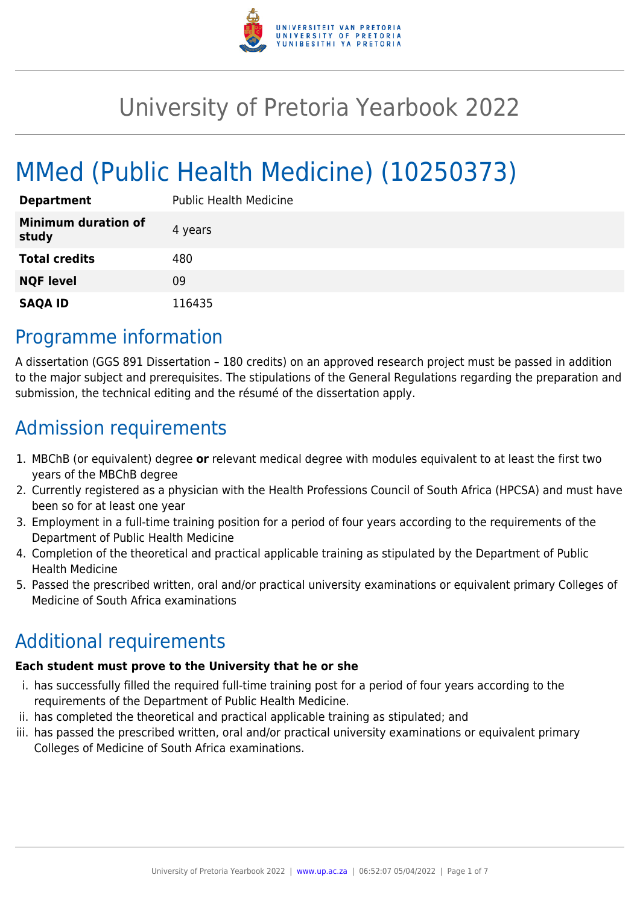# University of Pretoria Yearbook 2022

# MMed (Public Health Medicine) (10250373)

| | |
|---|---|
| **Department** | Public Health Medicine |
| **Minimum duration of study** | 4 years |
| **Total credits** | 480 |
| **NQF level** | 09 |
| **SAQA ID** | 116435 |

## Programme information

A dissertation (GGS 891 Dissertation – 180 credits) on an approved research project must be passed in addition to the major subject and prerequisites. The stipulations of the General Regulations regarding the preparation and submission, the technical editing and the résumé of the dissertation apply.

## Admission requirements

1. MBChB (or equivalent) degree **or** relevant medical degree with modules equivalent to at least the first two years of the MBChB degree
2. Currently registered as a physician with the Health Professions Council of South Africa (HPCSA) and must have been so for at least one year
3. Employment in a full-time training position for a period of four years according to the requirements of the Department of Public Health Medicine
4. Completion of the theoretical and practical applicable training as stipulated by the Department of Public Health Medicine
5. Passed the prescribed written, oral and/or practical university examinations or equivalent primary Colleges of Medicine of South Africa examinations

## Additional requirements

**Each student must prove to the University that he or she**

i. has successfully filled the required full-time training post for a period of four years according to the requirements of the Department of Public Health Medicine.
ii. has completed the theoretical and practical applicable training as stipulated; and
iii. has passed the prescribed written, oral and/or practical university examinations or equivalent primary Colleges of Medicine of South Africa examinations.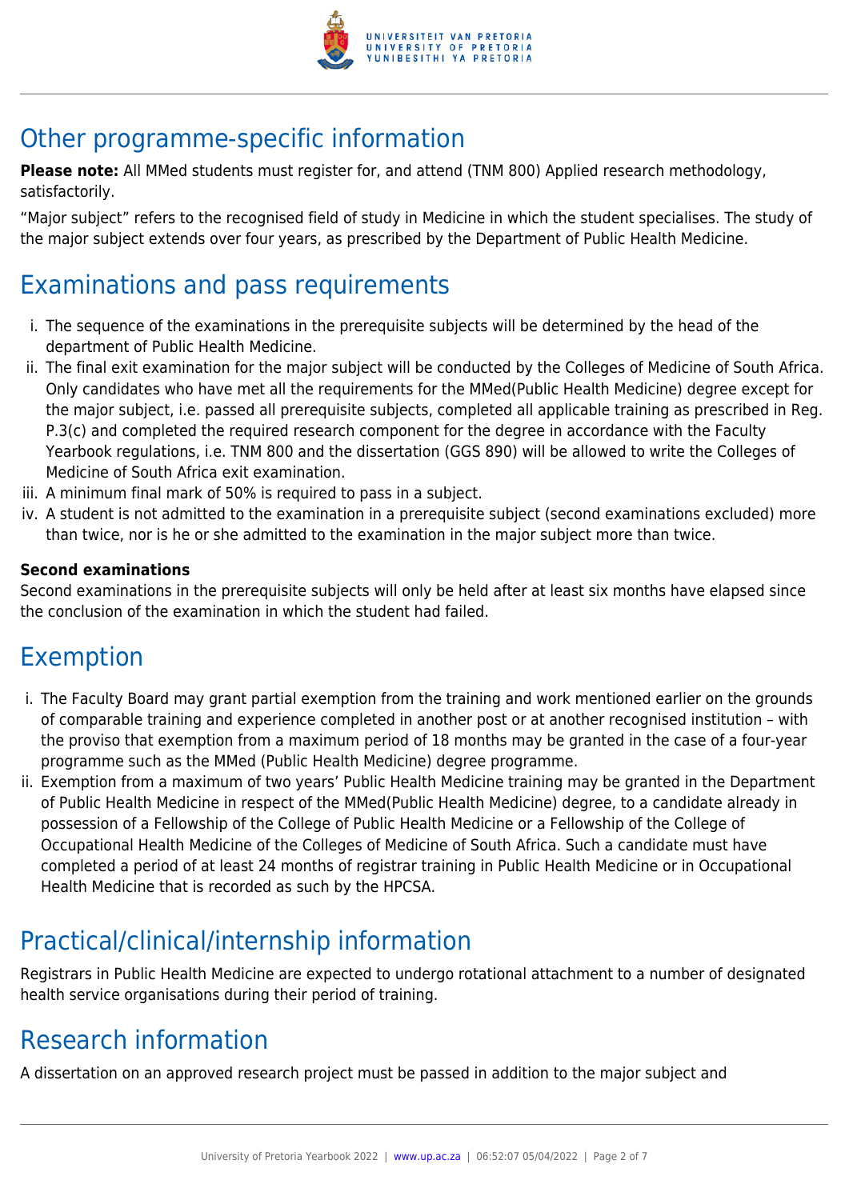## Other programme-specific information

**Please note:** All MMed students must register for, and attend (TNM 800) Applied research methodology, satisfactorily.

“Major subject” refers to the recognised field of study in Medicine in which the student specialises. The study of the major subject extends over four years, as prescribed by the Department of Public Health Medicine.

## Examinations and pass requirements

i. The sequence of the examinations in the prerequisite subjects will be determined by the head of the department of Public Health Medicine.
ii. The final exit examination for the major subject will be conducted by the Colleges of Medicine of South Africa. Only candidates who have met all the requirements for the MMed(Public Health Medicine) degree except for the major subject, i.e. passed all prerequisite subjects, completed all applicable training as prescribed in Reg. P.3(c) and completed the required research component for the degree in accordance with the Faculty Yearbook regulations, i.e. TNM 800 and the dissertation (GGS 890) will be allowed to write the Colleges of Medicine of South Africa exit examination.
iii. A minimum final mark of 50% is required to pass in a subject.
iv. A student is not admitted to the examination in a prerequisite subject (second examinations excluded) more than twice, nor is he or she admitted to the examination in the major subject more than twice.

**Second examinations**
Second examinations in the prerequisite subjects will only be held after at least six months have elapsed since the conclusion of the examination in which the student had failed.

## Exemption

i. The Faculty Board may grant partial exemption from the training and work mentioned earlier on the grounds of comparable training and experience completed in another post or at another recognised institution – with the proviso that exemption from a maximum period of 18 months may be granted in the case of a four-year programme such as the MMed (Public Health Medicine) degree programme.
ii. Exemption from a maximum of two years' Public Health Medicine training may be granted in the Department of Public Health Medicine in respect of the MMed(Public Health Medicine) degree, to a candidate already in possession of a Fellowship of the College of Public Health Medicine or a Fellowship of the College of Occupational Health Medicine of the Colleges of Medicine of South Africa. Such a candidate must have completed a period of at least 24 months of registrar training in Public Health Medicine or in Occupational Health Medicine that is recorded as such by the HPCSA.

## Practical/clinical/internship information

Registrars in Public Health Medicine are expected to undergo rotational attachment to a number of designated health service organisations during their period of training.

## Research information

A dissertation on an approved research project must be passed in addition to the major subject and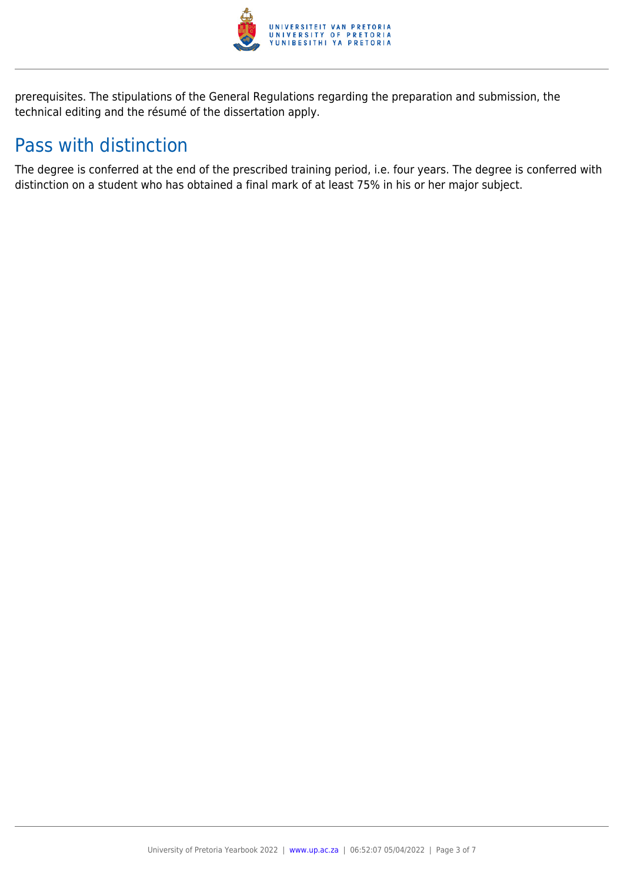prerequisites. The stipulations of the General Regulations regarding the preparation and submission, the technical editing and the résumé of the dissertation apply.

## Pass with distinction

The degree is conferred at the end of the prescribed training period, i.e. four years. The degree is conferred with distinction on a student who has obtained a final mark of at least 75% in his or her major subject.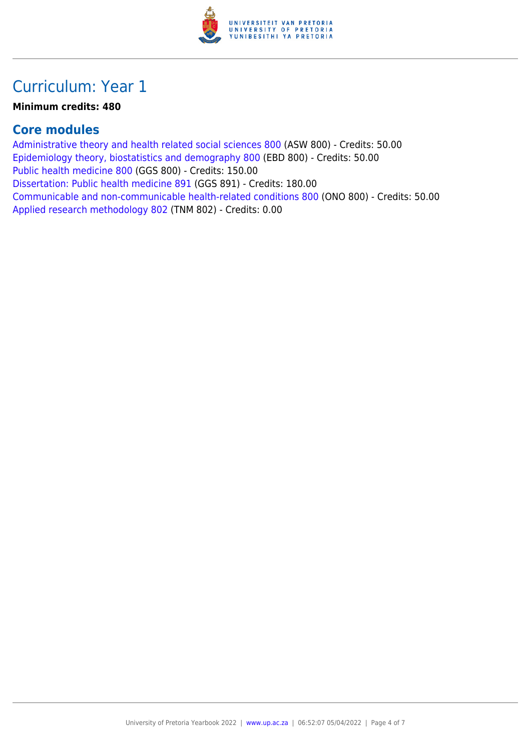# Curriculum: Year 1

**Minimum credits: 480**

## Core modules

Administrative theory and health related social sciences 800 (ASW 800) - Credits: 50.00
Epidemiology theory, biostatistics and demography 800 (EBD 800) - Credits: 50.00
Public health medicine 800 (GGS 800) - Credits: 150.00
Dissertation: Public health medicine 891 (GGS 891) - Credits: 180.00
Communicable and non-communicable health-related conditions 800 (ONO 800) - Credits: 50.00
Applied research methodology 802 (TNM 802) - Credits: 0.00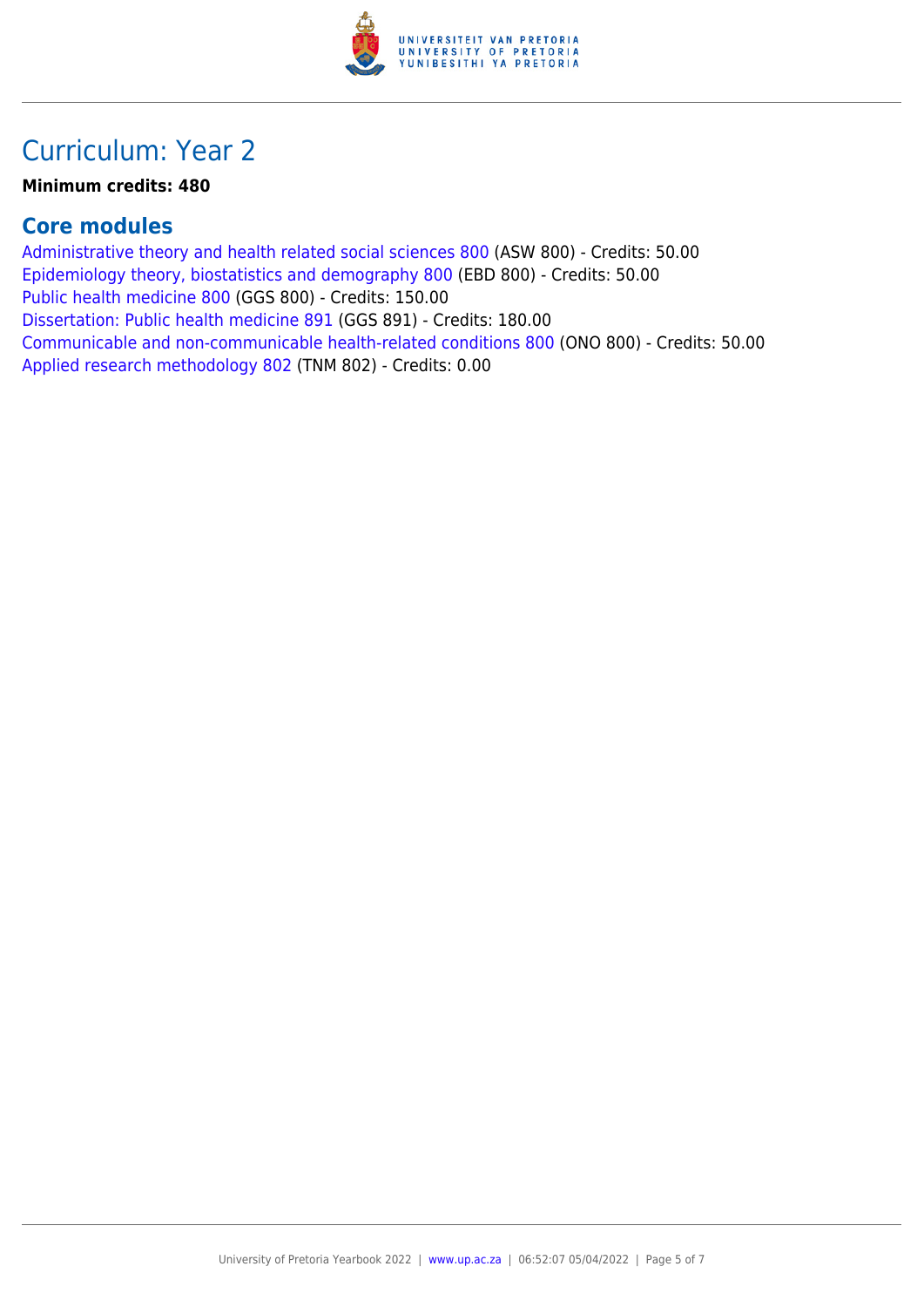# Curriculum: Year 2

**Minimum credits: 480**

## Core modules

Administrative theory and health related social sciences 800 (ASW 800) - Credits: 50.00
Epidemiology theory, biostatistics and demography 800 (EBD 800) - Credits: 50.00
Public health medicine 800 (GGS 800) - Credits: 150.00
Dissertation: Public health medicine 891 (GGS 891) - Credits: 180.00
Communicable and non-communicable health-related conditions 800 (ONO 800) - Credits: 50.00
Applied research methodology 802 (TNM 802) - Credits: 0.00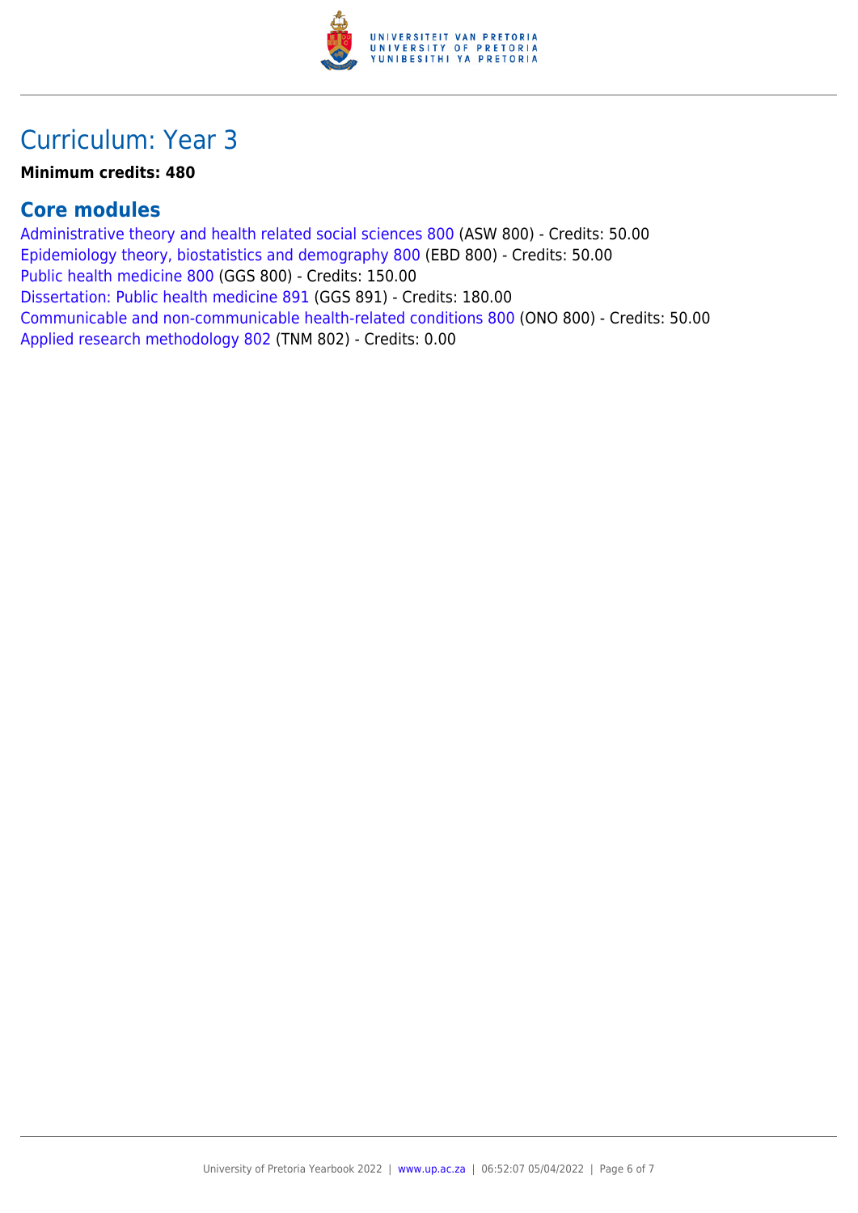# Curriculum: Year 3

**Minimum credits: 480**

## Core modules

Administrative theory and health related social sciences 800 (ASW 800) - Credits: 50.00
Epidemiology theory, biostatistics and demography 800 (EBD 800) - Credits: 50.00
Public health medicine 800 (GGS 800) - Credits: 150.00
Dissertation: Public health medicine 891 (GGS 891) - Credits: 180.00
Communicable and non-communicable health-related conditions 800 (ONO 800) - Credits: 50.00
Applied research methodology 802 (TNM 802) - Credits: 0.00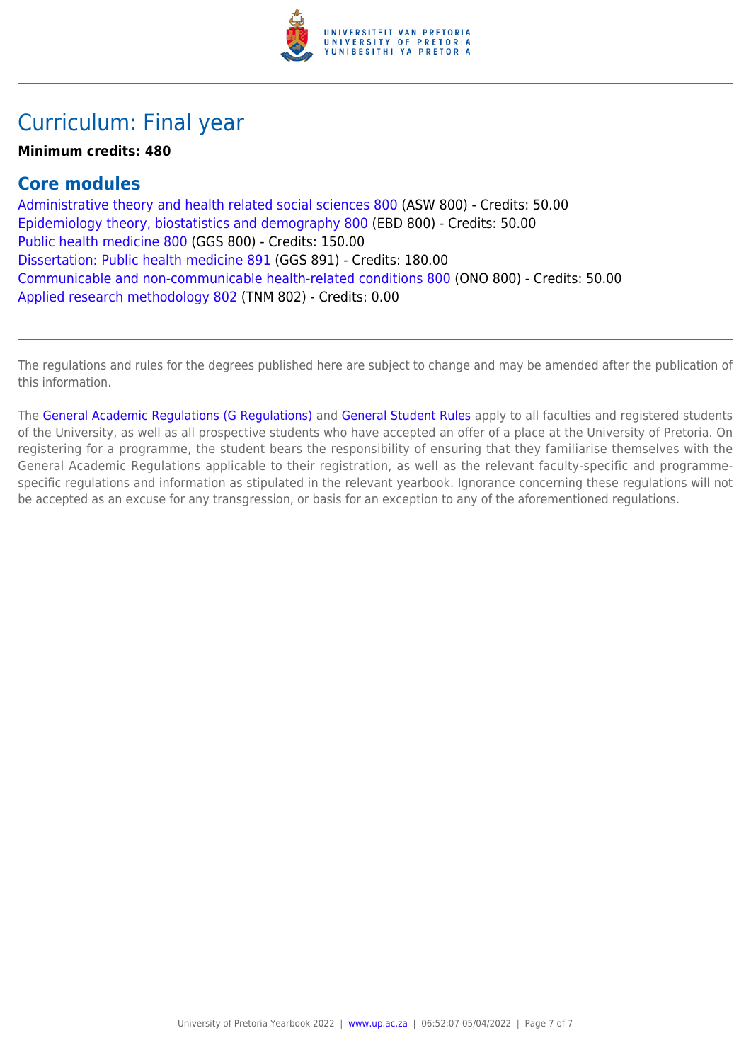## Curriculum: Final year

**Minimum credits: 480**

### Core modules

Administrative theory and health related social sciences 800 (ASW 800) - Credits: 50.00
Epidemiology theory, biostatistics and demography 800 (EBD 800) - Credits: 50.00
Public health medicine 800 (GGS 800) - Credits: 150.00
Dissertation: Public health medicine 891 (GGS 891) - Credits: 180.00
Communicable and non-communicable health-related conditions 800 (ONO 800) - Credits: 50.00
Applied research methodology 802 (TNM 802) - Credits: 0.00

---

The regulations and rules for the degrees published here are subject to change and may be amended after the publication of this information.

The General Academic Regulations (G Regulations) and General Student Rules apply to all faculties and registered students of the University, as well as all prospective students who have accepted an offer of a place at the University of Pretoria. On registering for a programme, the student bears the responsibility of ensuring that they familiarise themselves with the General Academic Regulations applicable to their registration, as well as the relevant faculty-specific and programme-specific regulations and information as stipulated in the relevant yearbook. Ignorance concerning these regulations will not be accepted as an excuse for any transgression, or basis for an exception to any of the aforementioned regulations.